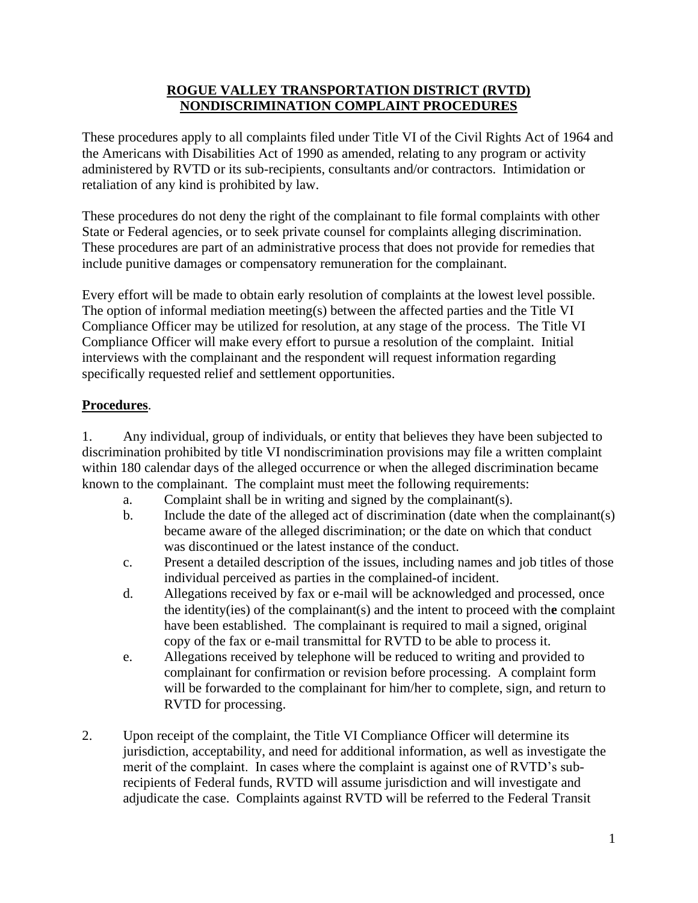# ROGUE VALLEY TRANSPORTATION DISTRICT (RVTD) NONDISCRIMINATION COMPLAINT PROCEDURES

These procedures apply to all complaints filed under Title VI of the Civil Rights Act of 1964 and the Americans with Disabilities Act of 1990 as amended, relating to any program or activity administered by RVTD or its sub-recipients, consultants and/or contractors. Intimidation or retaliation of any kind is prohibited by law.

These procedures do not deny the right of the complainant to file formal complaints with other State or Federal agencies, or to seek private counsel for complaints alleging discrimination. These procedures are part of an administrative process that does not provide for remedies that include punitive damages or compensatory remuneration for the complainant.

Every effort will be made to obtain early resolution of complaints at the lowest level possible. The option of informal mediation meeting(s) between the affected parties and the Title VI Compliance Officer may be utilized for resolution, at any stage of the process. The Title VI Compliance Officer will make every effort to pursue a resolution of the complaint. Initial interviews with the complainant and the respondent will request information regarding specifically requested relief and settlement opportunities.

**Procedures**.

1. Any individual, group of individuals, or entity that believes they have been subjected to discrimination prohibited by title VI nondiscrimination provisions may file a written complaint within 180 calendar days of the alleged occurrence or when the alleged discrimination became known to the complainant. The complaint must meet the following requirements:
   a. Complaint shall be in writing and signed by the complainant(s).
   b. Include the date of the alleged act of discrimination (date when the complainant(s) became aware of the alleged discrimination; or the date on which that conduct was discontinued or the latest instance of the conduct.
   c. Present a detailed description of the issues, including names and job titles of those individual perceived as parties in the complained-of incident.
   d. Allegations received by fax or e-mail will be acknowledged and processed, once the identity(ies) of the complainant(s) and the intent to proceed with the complaint have been established. The complainant is required to mail a signed, original copy of the fax or e-mail transmittal for RVTD to be able to process it.
   e. Allegations received by telephone will be reduced to writing and provided to complainant for confirmation or revision before processing. A complaint form will be forwarded to the complainant for him/her to complete, sign, and return to RVTD for processing.

2. Upon receipt of the complaint, the Title VI Compliance Officer will determine its jurisdiction, acceptability, and need for additional information, as well as investigate the merit of the complaint. In cases where the complaint is against one of RVTD's sub-recipients of Federal funds, RVTD will assume jurisdiction and will investigate and adjudicate the case. Complaints against RVTD will be referred to the Federal Transit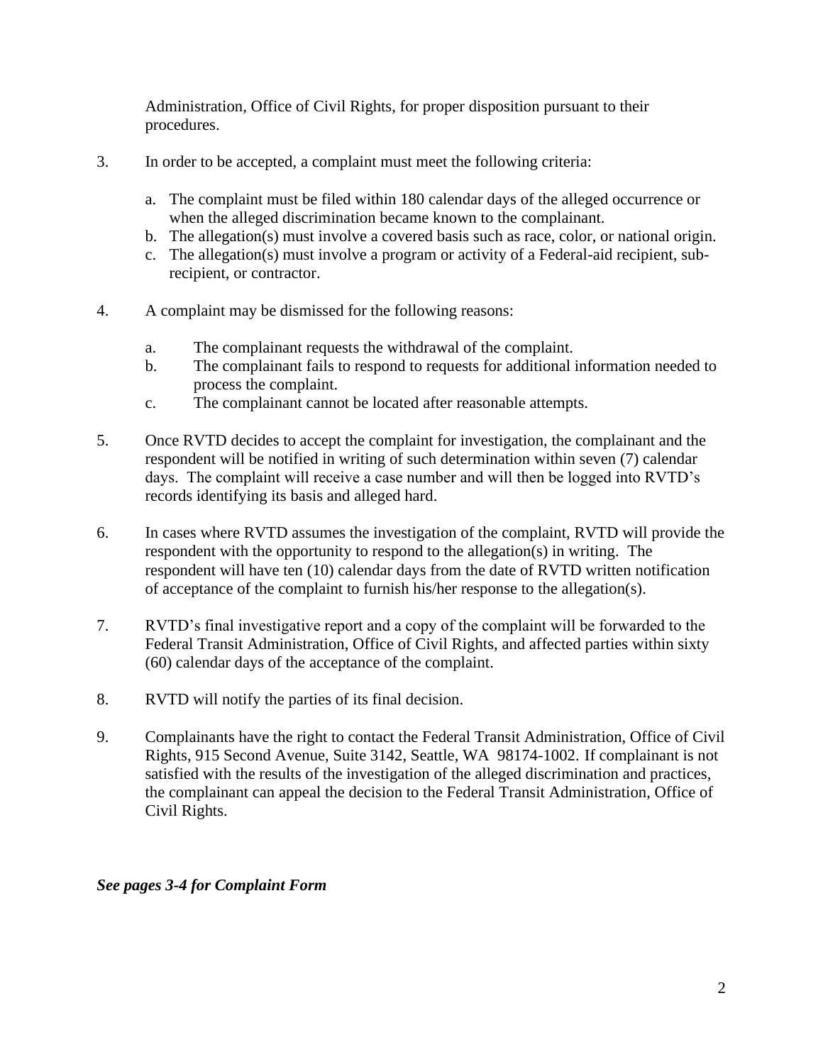Administration, Office of Civil Rights, for proper disposition pursuant to their procedures.

3. In order to be accepted, a complaint must meet the following criteria:

   a. The complaint must be filed within 180 calendar days of the alleged occurrence or when the alleged discrimination became known to the complainant.
   b. The allegation(s) must involve a covered basis such as race, color, or national origin.
   c. The allegation(s) must involve a program or activity of a Federal-aid recipient, sub-recipient, or contractor.

4. A complaint may be dismissed for the following reasons:

   a. The complainant requests the withdrawal of the complaint.
   b. The complainant fails to respond to requests for additional information needed to process the complaint.
   c. The complainant cannot be located after reasonable attempts.

5. Once RVTD decides to accept the complaint for investigation, the complainant and the respondent will be notified in writing of such determination within seven (7) calendar days. The complaint will receive a case number and will then be logged into RVTD's records identifying its basis and alleged hard.

6. In cases where RVTD assumes the investigation of the complaint, RVTD will provide the respondent with the opportunity to respond to the allegation(s) in writing. The respondent will have ten (10) calendar days from the date of RVTD written notification of acceptance of the complaint to furnish his/her response to the allegation(s).

7. RVTD's final investigative report and a copy of the complaint will be forwarded to the Federal Transit Administration, Office of Civil Rights, and affected parties within sixty (60) calendar days of the acceptance of the complaint.

8. RVTD will notify the parties of its final decision.

9. Complainants have the right to contact the Federal Transit Administration, Office of Civil Rights, 915 Second Avenue, Suite 3142, Seattle, WA 98174-1002. If complainant is not satisfied with the results of the investigation of the alleged discrimination and practices, the complainant can appeal the decision to the Federal Transit Administration, Office of Civil Rights.

***See pages 3-4 for Complaint Form***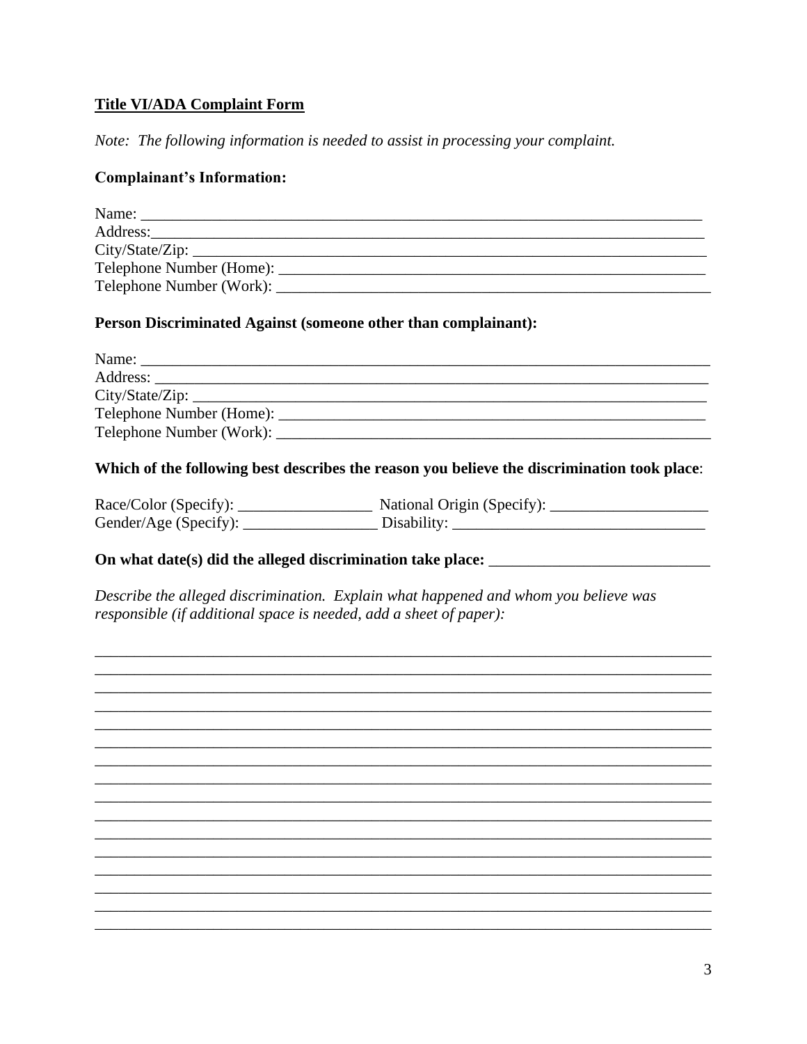**<u>Title VI/ADA Complaint Form</u>**

*Note: The following information is needed to assist in processing your complaint.*

**Complainant's Information:**

Name: ___________________________________________________________________________

Address:__________________________________________________________________________

City/State/Zip: ____________________________________________________________________

Telephone Number (Home): __________________________________________________________

Telephone Number (Work): ___________________________________________________________

**Person Discriminated Against (someone other than complainant):**

Name: ___________________________________________________________________________

Address: _________________________________________________________________________

City/State/Zip: ____________________________________________________________________

Telephone Number (Home): __________________________________________________________

Telephone Number (Work): ___________________________________________________________

**Which of the following best describes the reason you believe the discrimination took place**:

Race/Color (Specify): _________________ National Origin (Specify): ____________________

Gender/Age (Specify): _________________ Disability: ________________________________

**On what date(s) did the alleged discrimination take place:** ____________________________

*Describe the alleged discrimination. Explain what happened and whom you believe was responsible (if additional space is needed, add a sheet of paper):*

_____________________________________________________________________________________

_____________________________________________________________________________________

_____________________________________________________________________________________

_____________________________________________________________________________________

_____________________________________________________________________________________

_____________________________________________________________________________________

_____________________________________________________________________________________

_____________________________________________________________________________________

_____________________________________________________________________________________

_____________________________________________________________________________________

_____________________________________________________________________________________

_____________________________________________________________________________________

_____________________________________________________________________________________

_____________________________________________________________________________________

_____________________________________________________________________________________

_____________________________________________________________________________________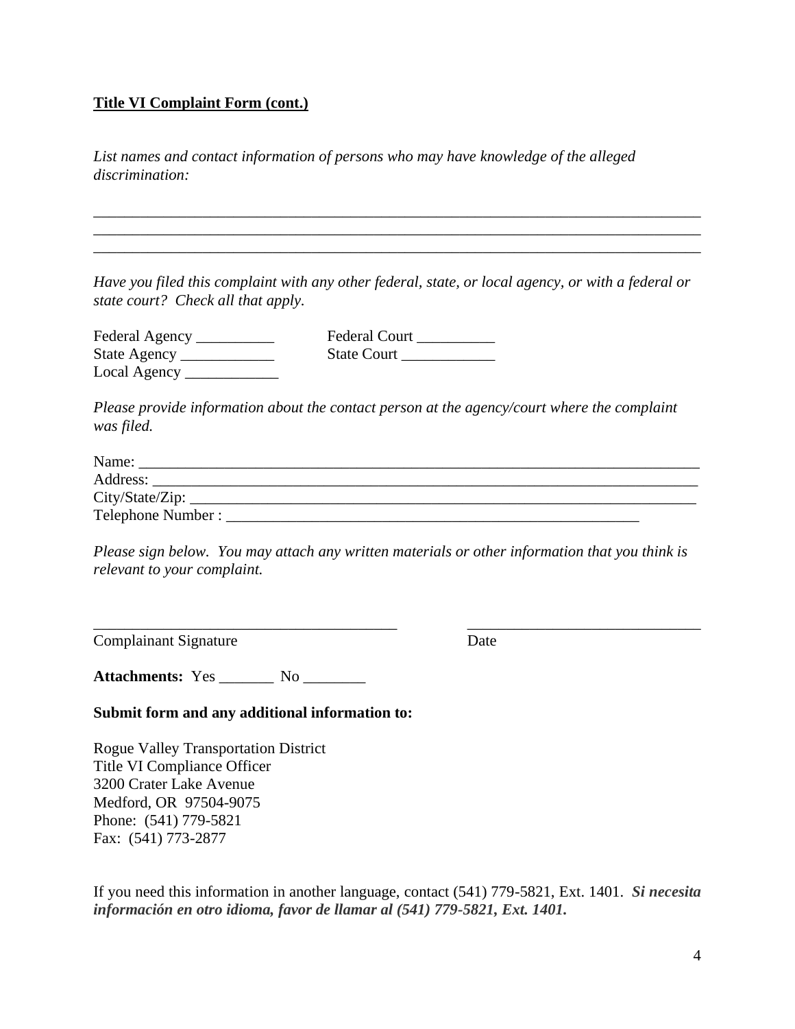**Title VI Complaint Form (cont.)**

*List names and contact information of persons who may have knowledge of the alleged discrimination:*

\_\_\_\_\_\_\_\_\_\_\_\_\_\_\_\_\_\_\_\_\_\_\_\_\_\_\_\_\_\_\_\_\_\_\_\_\_\_\_\_\_\_\_\_\_\_\_\_\_\_\_\_\_\_\_\_\_\_\_\_\_\_\_\_\_\_\_\_\_\_\_\_\_\_\_\_
\_\_\_\_\_\_\_\_\_\_\_\_\_\_\_\_\_\_\_\_\_\_\_\_\_\_\_\_\_\_\_\_\_\_\_\_\_\_\_\_\_\_\_\_\_\_\_\_\_\_\_\_\_\_\_\_\_\_\_\_\_\_\_\_\_\_\_\_\_\_\_\_\_\_\_\_
\_\_\_\_\_\_\_\_\_\_\_\_\_\_\_\_\_\_\_\_\_\_\_\_\_\_\_\_\_\_\_\_\_\_\_\_\_\_\_\_\_\_\_\_\_\_\_\_\_\_\_\_\_\_\_\_\_\_\_\_\_\_\_\_\_\_\_\_\_\_\_\_\_\_\_\_

*Have you filed this complaint with any other federal, state, or local agency, or with a federal or state court? Check all that apply.*

Federal Agency __________ Federal Court __________
State Agency ____________ State Court ____________
Local Agency ____________

*Please provide information about the contact person at the agency/court where the complaint was filed.*

Name: ________________________________________________________________________
Address: ______________________________________________________________________
City/State/Zip: _________________________________________________________________
Telephone Number : ____________________________________________________

*Please sign below. You may attach any written materials or other information that you think is relevant to your complaint.*

________________________________________ ______________________________
Complainant Signature Date

**Attachments:** Yes _______ No ________

**Submit form and any additional information to:**

Rogue Valley Transportation District
Title VI Compliance Officer
3200 Crater Lake Avenue
Medford, OR 97504-9075
Phone: (541) 779-5821
Fax: (541) 773-2877

If you need this information in another language, contact (541) 779-5821, Ext. 1401. ***Si necesita información en otro idioma, favor de llamar al (541) 779-5821, Ext. 1401.***